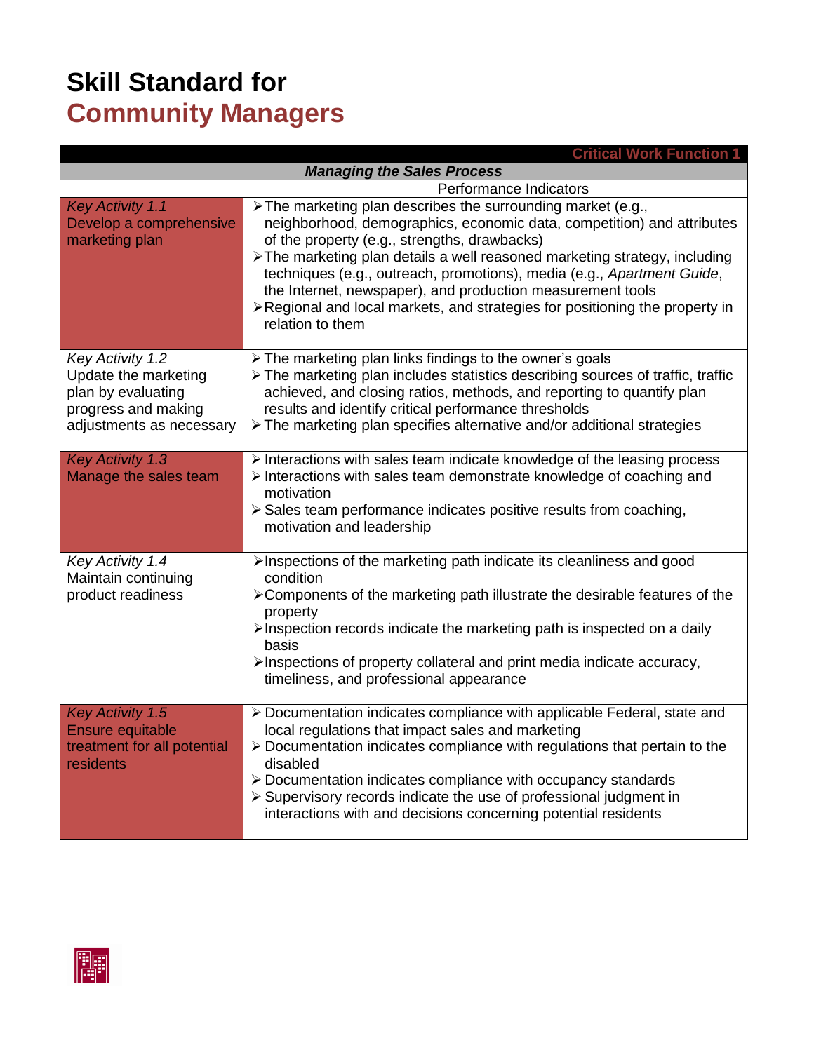# Skill Standard for
# Community Managers

| Critical Work Function 1 | |
|---|---|
| ***Managing the Sales Process*** | |
| | Performance Indicators |
| *Key Activity 1.1*<br>Develop a comprehensive marketing plan | ➢ The marketing plan describes the surrounding market (e.g., neighborhood, demographics, economic data, competition) and attributes of the property (e.g., strengths, drawbacks)<br>➢ The marketing plan details a well reasoned marketing strategy, including techniques (e.g., outreach, promotions), media (e.g., *Apartment Guide*, the Internet, newspaper), and production measurement tools<br>➢ Regional and local markets, and strategies for positioning the property in relation to them |
| *Key Activity 1.2*<br>Update the marketing plan by evaluating progress and making adjustments as necessary | ➢ The marketing plan links findings to the owner's goals<br>➢ The marketing plan includes statistics describing sources of traffic, traffic achieved, and closing ratios, methods, and reporting to quantify plan results and identify critical performance thresholds<br>➢ The marketing plan specifies alternative and/or additional strategies |
| *Key Activity 1.3*<br>Manage the sales team | ➢ Interactions with sales team indicate knowledge of the leasing process<br>➢ Interactions with sales team demonstrate knowledge of coaching and motivation<br>➢ Sales team performance indicates positive results from coaching, motivation and leadership |
| *Key Activity 1.4*<br>Maintain continuing product readiness | ➢ Inspections of the marketing path indicate its cleanliness and good condition<br>➢ Components of the marketing path illustrate the desirable features of the property<br>➢ Inspection records indicate the marketing path is inspected on a daily basis<br>➢ Inspections of property collateral and print media indicate accuracy, timeliness, and professional appearance |
| *Key Activity 1.5*<br>Ensure equitable treatment for all potential residents | ➢ Documentation indicates compliance with applicable Federal, state and local regulations that impact sales and marketing<br>➢ Documentation indicates compliance with regulations that pertain to the disabled<br>➢ Documentation indicates compliance with occupancy standards<br>➢ Supervisory records indicate the use of professional judgment in interactions with and decisions concerning potential residents |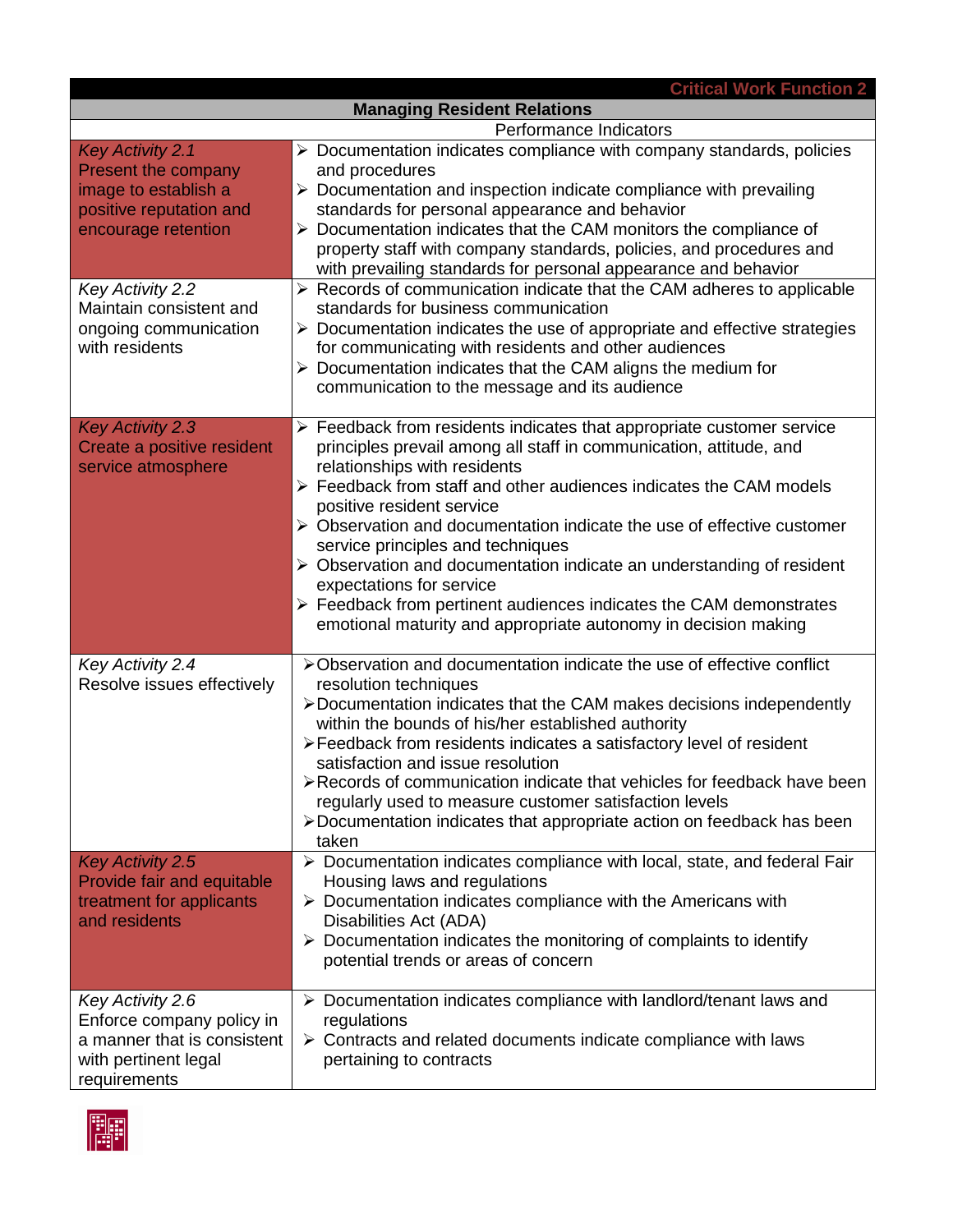## Critical Work Function 2

### Managing Resident Relations

| | Performance Indicators |
|---|---|
| *Key Activity 2.1* Present the company image to establish a positive reputation and encourage retention | ➢ Documentation indicates compliance with company standards, policies and procedures<br>➢ Documentation and inspection indicate compliance with prevailing standards for personal appearance and behavior<br>➢ Documentation indicates that the CAM monitors the compliance of property staff with company standards, policies, and procedures and with prevailing standards for personal appearance and behavior |
| *Key Activity 2.2* Maintain consistent and ongoing communication with residents | ➢ Records of communication indicate that the CAM adheres to applicable standards for business communication<br>➢ Documentation indicates the use of appropriate and effective strategies for communicating with residents and other audiences<br>➢ Documentation indicates that the CAM aligns the medium for communication to the message and its audience |
| *Key Activity 2.3* Create a positive resident service atmosphere | ➢ Feedback from residents indicates that appropriate customer service principles prevail among all staff in communication, attitude, and relationships with residents<br>➢ Feedback from staff and other audiences indicates the CAM models positive resident service<br>➢ Observation and documentation indicate the use of effective customer service principles and techniques<br>➢ Observation and documentation indicate an understanding of resident expectations for service<br>➢ Feedback from pertinent audiences indicates the CAM demonstrates emotional maturity and appropriate autonomy in decision making |
| *Key Activity 2.4* Resolve issues effectively | ➢ Observation and documentation indicate the use of effective conflict resolution techniques<br>➢ Documentation indicates that the CAM makes decisions independently within the bounds of his/her established authority<br>➢ Feedback from residents indicates a satisfactory level of resident satisfaction and issue resolution<br>➢ Records of communication indicate that vehicles for feedback have been regularly used to measure customer satisfaction levels<br>➢ Documentation indicates that appropriate action on feedback has been taken |
| *Key Activity 2.5* Provide fair and equitable treatment for applicants and residents | ➢ Documentation indicates compliance with local, state, and federal Fair Housing laws and regulations<br>➢ Documentation indicates compliance with the Americans with Disabilities Act (ADA)<br>➢ Documentation indicates the monitoring of complaints to identify potential trends or areas of concern |
| *Key Activity 2.6* Enforce company policy in a manner that is consistent with pertinent legal requirements | ➢ Documentation indicates compliance with landlord/tenant laws and regulations<br>➢ Contracts and related documents indicate compliance with laws pertaining to contracts |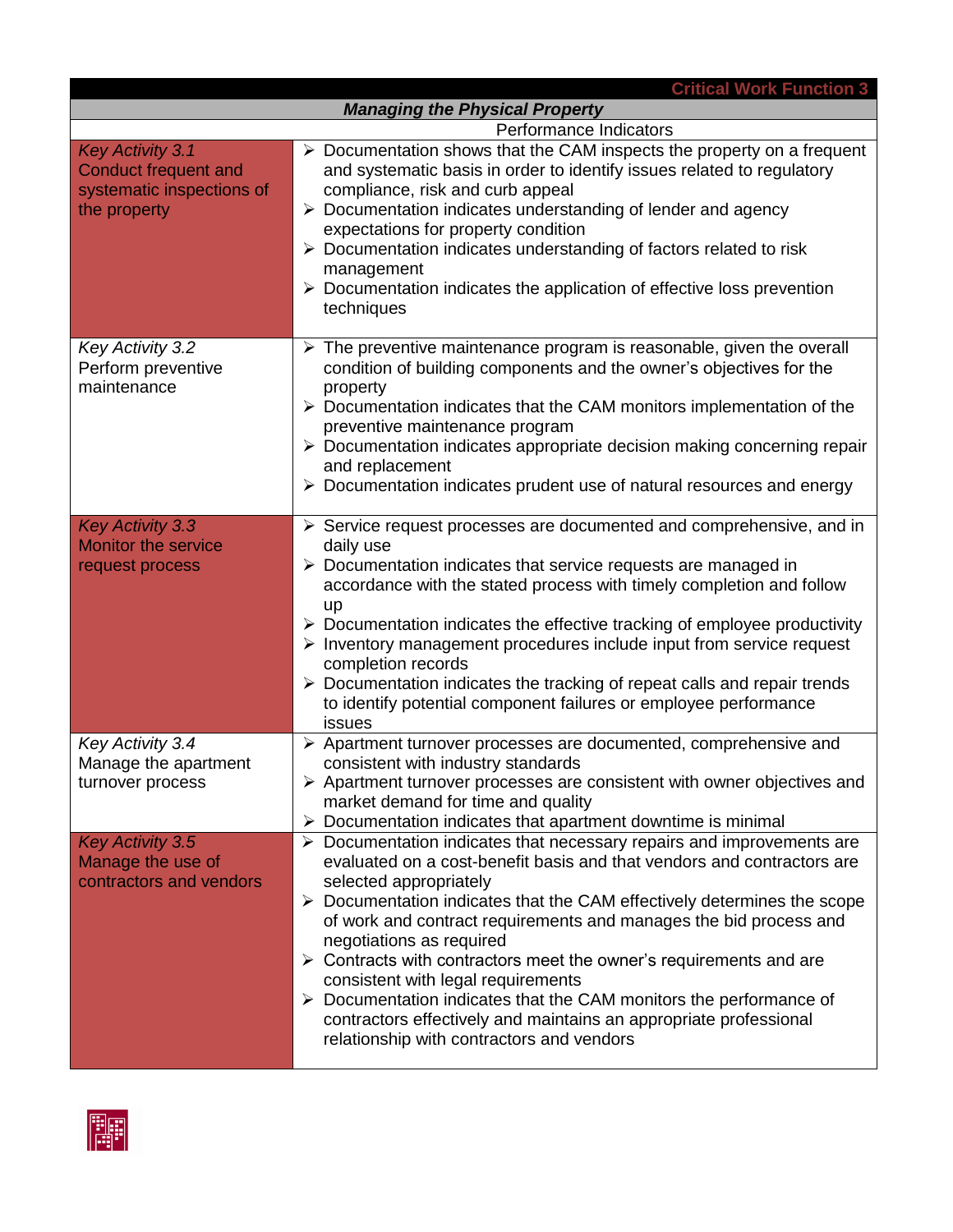| Critical Work Function 3 | |
|---|---|
| ***Managing the Physical Property*** | |
| | Performance Indicators |
| *Key Activity 3.1*<br>Conduct frequent and systematic inspections of the property | ➢ Documentation shows that the CAM inspects the property on a frequent and systematic basis in order to identify issues related to regulatory compliance, risk and curb appeal<br>➢ Documentation indicates understanding of lender and agency expectations for property condition<br>➢ Documentation indicates understanding of factors related to risk management<br>➢ Documentation indicates the application of effective loss prevention techniques |
| *Key Activity 3.2*<br>Perform preventive maintenance | ➢ The preventive maintenance program is reasonable, given the overall condition of building components and the owner's objectives for the property<br>➢ Documentation indicates that the CAM monitors implementation of the preventive maintenance program<br>➢ Documentation indicates appropriate decision making concerning repair and replacement<br>➢ Documentation indicates prudent use of natural resources and energy |
| *Key Activity 3.3*<br>Monitor the service request process | ➢ Service request processes are documented and comprehensive, and in daily use<br>➢ Documentation indicates that service requests are managed in accordance with the stated process with timely completion and follow up<br>➢ Documentation indicates the effective tracking of employee productivity<br>➢ Inventory management procedures include input from service request completion records<br>➢ Documentation indicates the tracking of repeat calls and repair trends to identify potential component failures or employee performance issues |
| *Key Activity 3.4*<br>Manage the apartment turnover process | ➢ Apartment turnover processes are documented, comprehensive and consistent with industry standards<br>➢ Apartment turnover processes are consistent with owner objectives and market demand for time and quality<br>➢ Documentation indicates that apartment downtime is minimal |
| *Key Activity 3.5*<br>Manage the use of contractors and vendors | ➢ Documentation indicates that necessary repairs and improvements are evaluated on a cost-benefit basis and that vendors and contractors are selected appropriately<br>➢ Documentation indicates that the CAM effectively determines the scope of work and contract requirements and manages the bid process and negotiations as required<br>➢ Contracts with contractors meet the owner's requirements and are consistent with legal requirements<br>➢ Documentation indicates that the CAM monitors the performance of contractors effectively and maintains an appropriate professional relationship with contractors and vendors |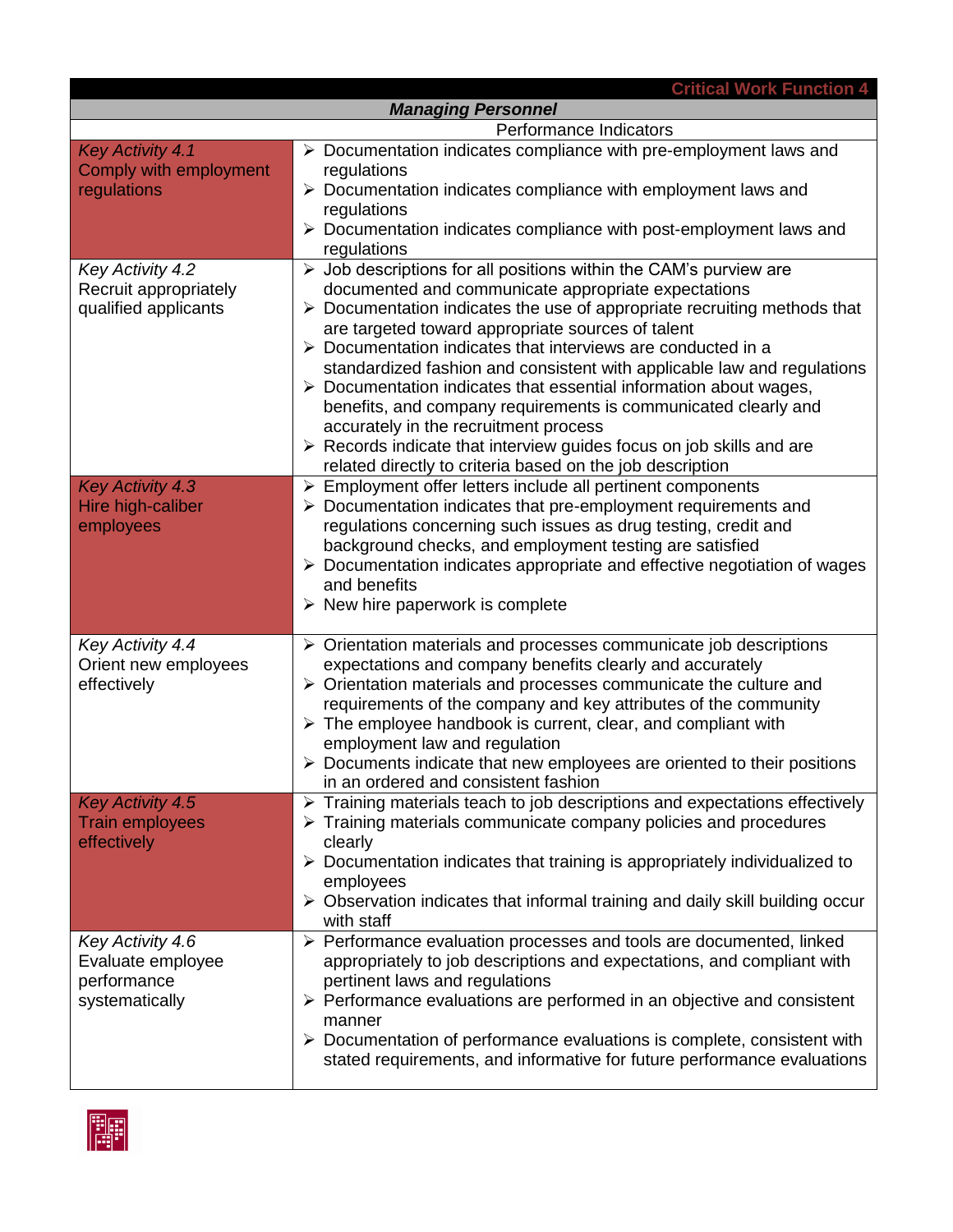## Critical Work Function 4

### *Managing Personnel*

| | Performance Indicators |
|---|---|
| *Key Activity 4.1*<br>Comply with employment regulations | ➢ Documentation indicates compliance with pre-employment laws and regulations<br>➢ Documentation indicates compliance with employment laws and regulations<br>➢ Documentation indicates compliance with post-employment laws and regulations |
| *Key Activity 4.2*<br>Recruit appropriately qualified applicants | ➢ Job descriptions for all positions within the CAM's purview are documented and communicate appropriate expectations<br>➢ Documentation indicates the use of appropriate recruiting methods that are targeted toward appropriate sources of talent<br>➢ Documentation indicates that interviews are conducted in a standardized fashion and consistent with applicable law and regulations<br>➢ Documentation indicates that essential information about wages, benefits, and company requirements is communicated clearly and accurately in the recruitment process<br>➢ Records indicate that interview guides focus on job skills and are related directly to criteria based on the job description |
| *Key Activity 4.3*<br>Hire high-caliber employees | ➢ Employment offer letters include all pertinent components<br>➢ Documentation indicates that pre-employment requirements and regulations concerning such issues as drug testing, credit and background checks, and employment testing are satisfied<br>➢ Documentation indicates appropriate and effective negotiation of wages and benefits<br>➢ New hire paperwork is complete |
| *Key Activity 4.4*<br>Orient new employees effectively | ➢ Orientation materials and processes communicate job descriptions expectations and company benefits clearly and accurately<br>➢ Orientation materials and processes communicate the culture and requirements of the company and key attributes of the community<br>➢ The employee handbook is current, clear, and compliant with employment law and regulation<br>➢ Documents indicate that new employees are oriented to their positions in an ordered and consistent fashion |
| *Key Activity 4.5*<br>Train employees effectively | ➢ Training materials teach to job descriptions and expectations effectively<br>➢ Training materials communicate company policies and procedures clearly<br>➢ Documentation indicates that training is appropriately individualized to employees<br>➢ Observation indicates that informal training and daily skill building occur with staff |
| *Key Activity 4.6*<br>Evaluate employee performance systematically | ➢ Performance evaluation processes and tools are documented, linked appropriately to job descriptions and expectations, and compliant with pertinent laws and regulations<br>➢ Performance evaluations are performed in an objective and consistent manner<br>➢ Documentation of performance evaluations is complete, consistent with stated requirements, and informative for future performance evaluations |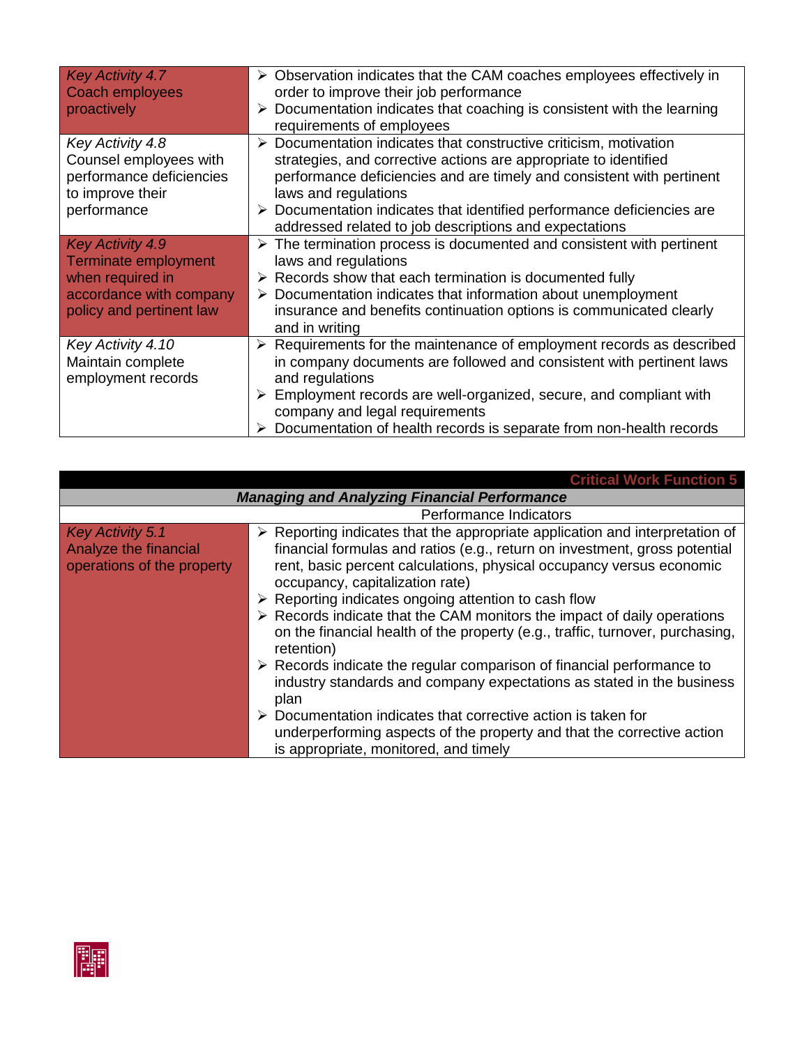| Key Activity | Performance Indicators |
|---|---|
| *Key Activity 4.7* Coach employees proactively | ➢ Observation indicates that the CAM coaches employees effectively in order to improve their job performance<br>➢ Documentation indicates that coaching is consistent with the learning requirements of employees |
| *Key Activity 4.8* Counsel employees with performance deficiencies to improve their performance | ➢ Documentation indicates that constructive criticism, motivation strategies, and corrective actions are appropriate to identified performance deficiencies and are timely and consistent with pertinent laws and regulations<br>➢ Documentation indicates that identified performance deficiencies are addressed related to job descriptions and expectations |
| *Key Activity 4.9* Terminate employment when required in accordance with company policy and pertinent law | ➢ The termination process is documented and consistent with pertinent laws and regulations<br>➢ Records show that each termination is documented fully<br>➢ Documentation indicates that information about unemployment insurance and benefits continuation options is communicated clearly and in writing |
| *Key Activity 4.10* Maintain complete employment records | ➢ Requirements for the maintenance of employment records as described in company documents are followed and consistent with pertinent laws and regulations<br>➢ Employment records are well-organized, secure, and compliant with company and legal requirements<br>➢ Documentation of health records is separate from non-health records |

**Critical Work Function 5**

***Managing and Analyzing Financial Performance***

| | Performance Indicators |
|---|---|
| *Key Activity 5.1* Analyze the financial operations of the property | ➢ Reporting indicates that the appropriate application and interpretation of financial formulas and ratios (e.g., return on investment, gross potential rent, basic percent calculations, physical occupancy versus economic occupancy, capitalization rate)<br>➢ Reporting indicates ongoing attention to cash flow<br>➢ Records indicate that the CAM monitors the impact of daily operations on the financial health of the property (e.g., traffic, turnover, purchasing, retention)<br>➢ Records indicate the regular comparison of financial performance to industry standards and company expectations as stated in the business plan<br>➢ Documentation indicates that corrective action is taken for underperforming aspects of the property and that the corrective action is appropriate, monitored, and timely |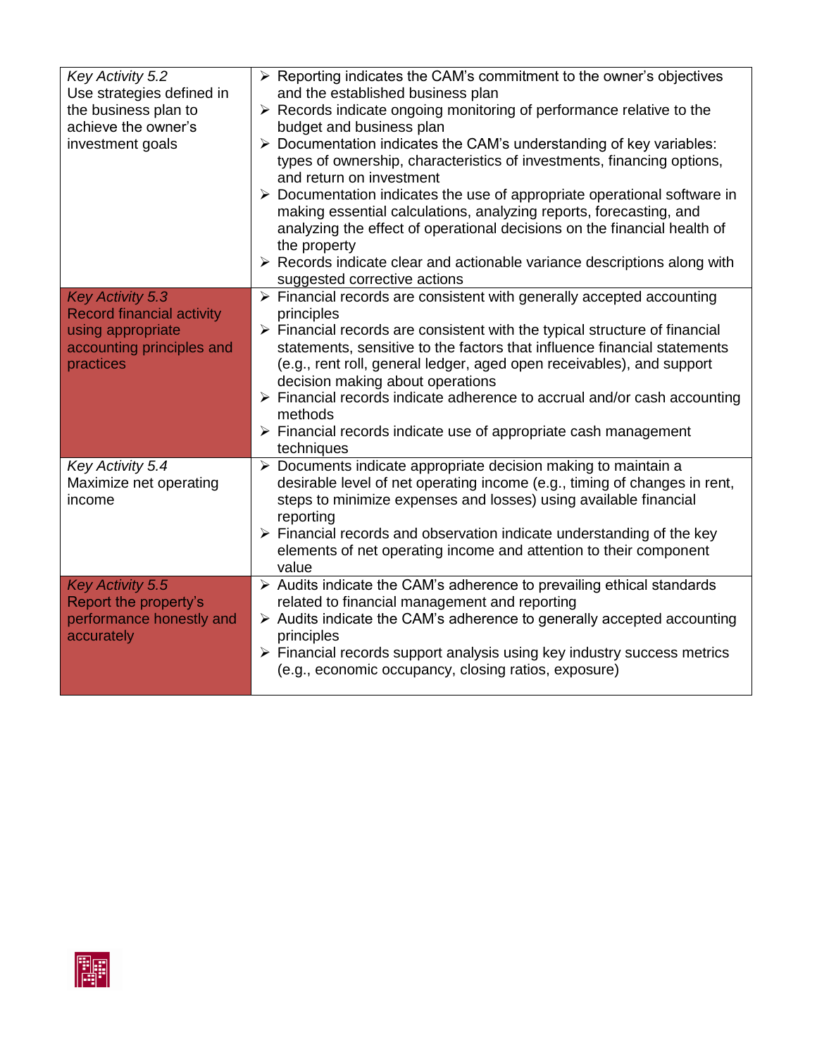| | |
|---|---|
| *Key Activity 5.2*<br>Use strategies defined in the business plan to achieve the owner's investment goals | ➢ Reporting indicates the CAM's commitment to the owner's objectives and the established business plan<br>➢ Records indicate ongoing monitoring of performance relative to the budget and business plan<br>➢ Documentation indicates the CAM's understanding of key variables: types of ownership, characteristics of investments, financing options, and return on investment<br>➢ Documentation indicates the use of appropriate operational software in making essential calculations, analyzing reports, forecasting, and analyzing the effect of operational decisions on the financial health of the property<br>➢ Records indicate clear and actionable variance descriptions along with suggested corrective actions |
| *Key Activity 5.3*<br>Record financial activity using appropriate accounting principles and practices | ➢ Financial records are consistent with generally accepted accounting principles<br>➢ Financial records are consistent with the typical structure of financial statements, sensitive to the factors that influence financial statements (e.g., rent roll, general ledger, aged open receivables), and support decision making about operations<br>➢ Financial records indicate adherence to accrual and/or cash accounting methods<br>➢ Financial records indicate use of appropriate cash management techniques |
| *Key Activity 5.4*<br>Maximize net operating income | ➢ Documents indicate appropriate decision making to maintain a desirable level of net operating income (e.g., timing of changes in rent, steps to minimize expenses and losses) using available financial reporting<br>➢ Financial records and observation indicate understanding of the key elements of net operating income and attention to their component value |
| *Key Activity 5.5*<br>Report the property's performance honestly and accurately | ➢ Audits indicate the CAM's adherence to prevailing ethical standards related to financial management and reporting<br>➢ Audits indicate the CAM's adherence to generally accepted accounting principles<br>➢ Financial records support analysis using key industry success metrics (e.g., economic occupancy, closing ratios, exposure) |